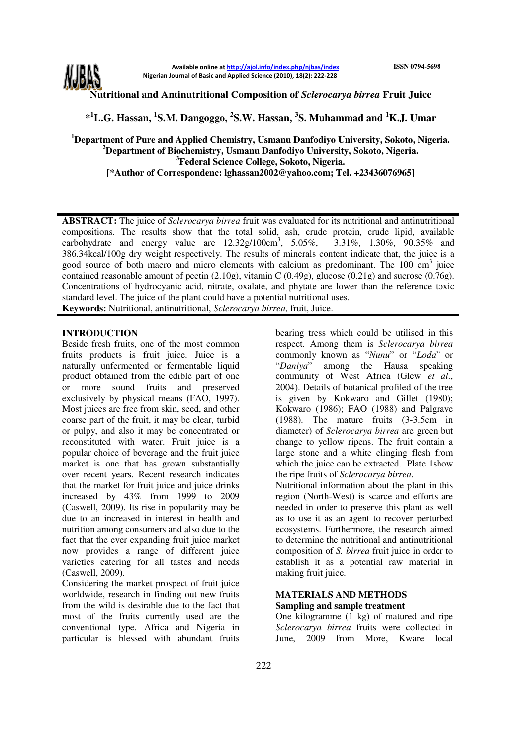# Nutritional and Antinutritional Composition of *Sclerocarya birrea* Fruit Juice

**\*[1]L.G. Hassan, [1]S.M. Dangoggo, [2]S.W. Hassan, [3]S. Muhammad and [1]K.J. Umar**

**[1]Department of Pure and Applied Chemistry, Usmanu Danfodiyo University, Sokoto, Nigeria.**
**[2]Department of Biochemistry, Usmanu Danfodiyo University, Sokoto, Nigeria.**
**[3]Federal Science College, Sokoto, Nigeria.**
**[\*Author of Correspondenc: lghassan2002@yahoo.com; Tel. +23436076965]**

**ABSTRACT:** The juice of *Sclerocarya birrea* fruit was evaluated for its nutritional and antinutritional compositions. The results show that the total solid, ash, crude protein, crude lipid, available carbohydrate and energy value are 12.32g/100cm$^3$, 5.05%, 3.31%, 1.30%, 90.35% and 386.34kcal/100g dry weight respectively. The results of minerals content indicate that, the juice is a good source of both macro and micro elements with calcium as predominant. The 100 cm$^3$ juice contained reasonable amount of pectin (2.10g), vitamin C (0.49g), glucose (0.21g) and sucrose (0.76g). Concentrations of hydrocyanic acid, nitrate, oxalate, and phytate are lower than the reference toxic standard level. The juice of the plant could have a potential nutritional uses.
**Keywords:** Nutritional, antinutritional, *Sclerocarya birrea*, fruit, Juice.

## INTRODUCTION

Beside fresh fruits, one of the most common fruits products is fruit juice. Juice is a naturally unfermented or fermentable liquid product obtained from the edible part of one or more sound fruits and preserved exclusively by physical means (FAO, 1997). Most juices are free from skin, seed, and other coarse part of the fruit, it may be clear, turbid or pulpy, and also it may be concentrated or reconstituted with water. Fruit juice is a popular choice of beverage and the fruit juice market is one that has grown substantially over recent years. Recent research indicates that the market for fruit juice and juice drinks increased by 43% from 1999 to 2009 (Caswell, 2009). Its rise in popularity may be due to an increased in interest in health and nutrition among consumers and also due to the fact that the ever expanding fruit juice market now provides a range of different juice varieties catering for all tastes and needs (Caswell, 2009).

Considering the market prospect of fruit juice worldwide, research in finding out new fruits from the wild is desirable due to the fact that most of the fruits currently used are the conventional type. Africa and Nigeria in particular is blessed with abundant fruits bearing tress which could be utilised in this respect. Among them is *Sclerocarya birrea* commonly known as "*Nunu*" or "*Loda*" or "*Daniya*" among the Hausa speaking community of West Africa (Glew *et al*., 2004). Details of botanical profiled of the tree is given by Kokwaro and Gillet (1980); Kokwaro (1986); FAO (1988) and Palgrave (1988). The mature fruits (3-3.5cm in diameter) of *Sclerocarya birrea* are green but change to yellow ripens. The fruit contain a large stone and a white clinging flesh from which the juice can be extracted. Plate 1show the ripe fruits of *Sclerocarya birrea*.

Nutritional information about the plant in this region (North-West) is scarce and efforts are needed in order to preserve this plant as well as to use it as an agent to recover perturbed ecosystems. Furthermore, the research aimed to determine the nutritional and antinutritional composition of *S. birrea* fruit juice in order to establish it as a potential raw material in making fruit juice.

## MATERIALS AND METHODS

### Sampling and sample treatment

One kilogramme (1 kg) of matured and ripe *Sclerocarya birrea* fruits were collected in June, 2009 from More, Kware local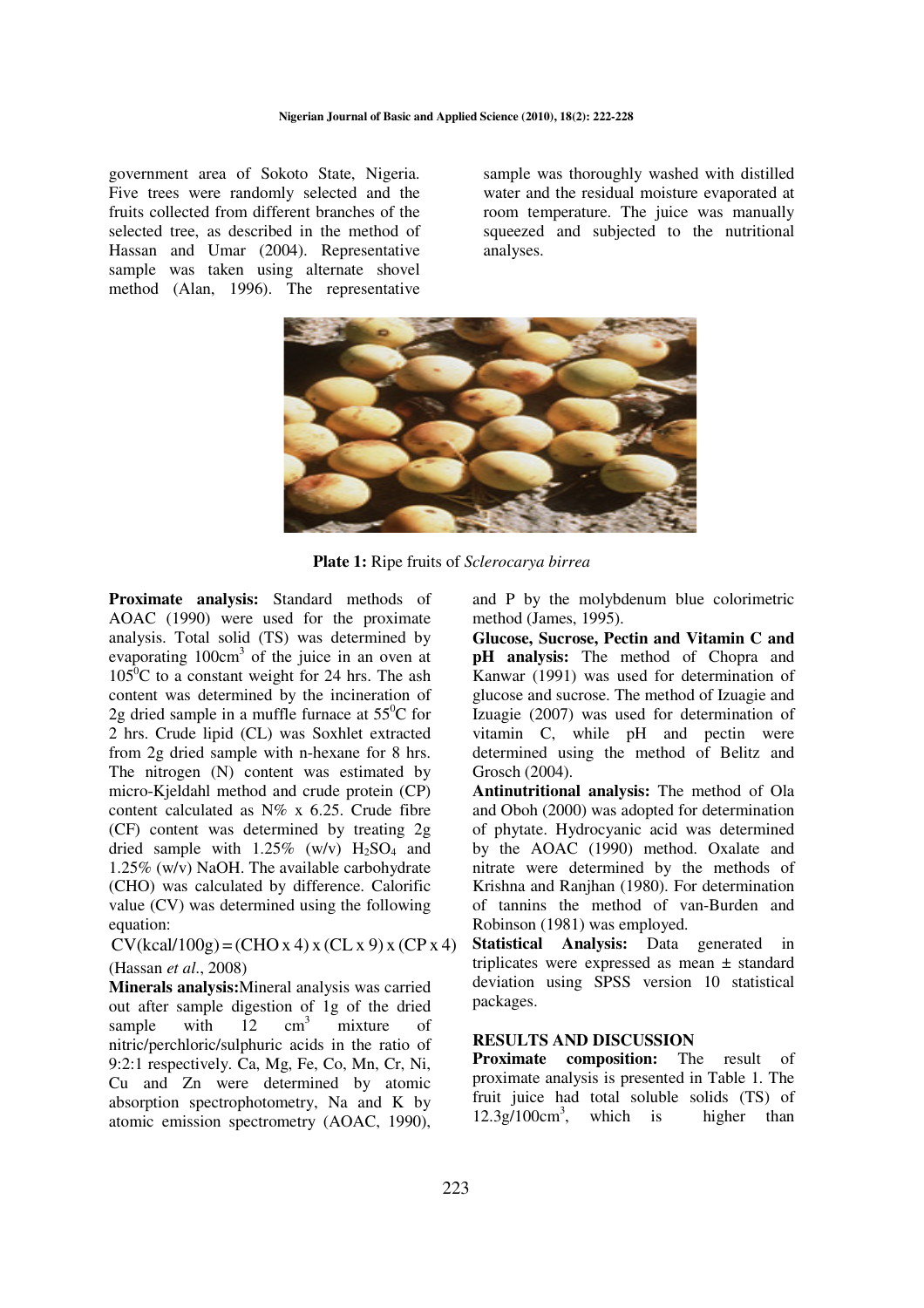government area of Sokoto State, Nigeria. Five trees were randomly selected and the fruits collected from different branches of the selected tree, as described in the method of Hassan and Umar (2004). Representative sample was taken using alternate shovel method (Alan, 1996). The representative sample was thoroughly washed with distilled water and the residual moisture evaporated at room temperature. The juice was manually squeezed and subjected to the nutritional analyses.

**Plate 1:** Ripe fruits of *Sclerocarya birrea*

**Proximate analysis:** Standard methods of AOAC (1990) were used for the proximate analysis. Total solid (TS) was determined by evaporating 100cm$^3$ of the juice in an oven at 105$^0$C to a constant weight for 24 hrs. The ash content was determined by the incineration of 2g dried sample in a muffle furnace at 55$^0$C for 2 hrs. Crude lipid (CL) was Soxhlet extracted from 2g dried sample with n-hexane for 8 hrs. The nitrogen (N) content was estimated by micro-Kjeldahl method and crude protein (CP) content calculated as N% x 6.25. Crude fibre (CF) content was determined by treating 2g dried sample with 1.25% (w/v) $H_2SO_4$ and 1.25% (w/v) NaOH. The available carbohydrate (CHO) was calculated by difference. Calorific value (CV) was determined using the following equation:

$$CV(kcal/100g) = (CHO \times 4) \times (CL \times 9) \times (CP \times 4)$$

(Hassan *et al*., 2008)

**Minerals analysis:** Mineral analysis was carried out after sample digestion of 1g of the dried sample with 12 cm$^3$ mixture of nitric/perchloric/sulphuric acids in the ratio of 9:2:1 respectively. Ca, Mg, Fe, Co, Mn, Cr, Ni, Cu and Zn were determined by atomic absorption spectrophotometry, Na and K by atomic emission spectrometry (AOAC, 1990), and P by the molybdenum blue colorimetric method (James, 1995).

**Glucose, Sucrose, Pectin and Vitamin C and pH analysis:** The method of Chopra and Kanwar (1991) was used for determination of glucose and sucrose. The method of Izuagie and Izuagie (2007) was used for determination of vitamin C, while pH and pectin were determined using the method of Belitz and Grosch (2004).

**Antinutritional analysis:** The method of Ola and Oboh (2000) was adopted for determination of phytate. Hydrocyanic acid was determined by the AOAC (1990) method. Oxalate and nitrate were determined by the methods of Krishna and Ranjhan (1980). For determination of tannins the method of van-Burden and Robinson (1981) was employed.

**Statistical Analysis:** Data generated in triplicates were expressed as mean ± standard deviation using SPSS version 10 statistical packages.

## RESULTS AND DISCUSSION

**Proximate composition:** The result of proximate analysis is presented in Table 1. The fruit juice had total soluble solids (TS) of 12.3g/100cm$^3$, which is higher than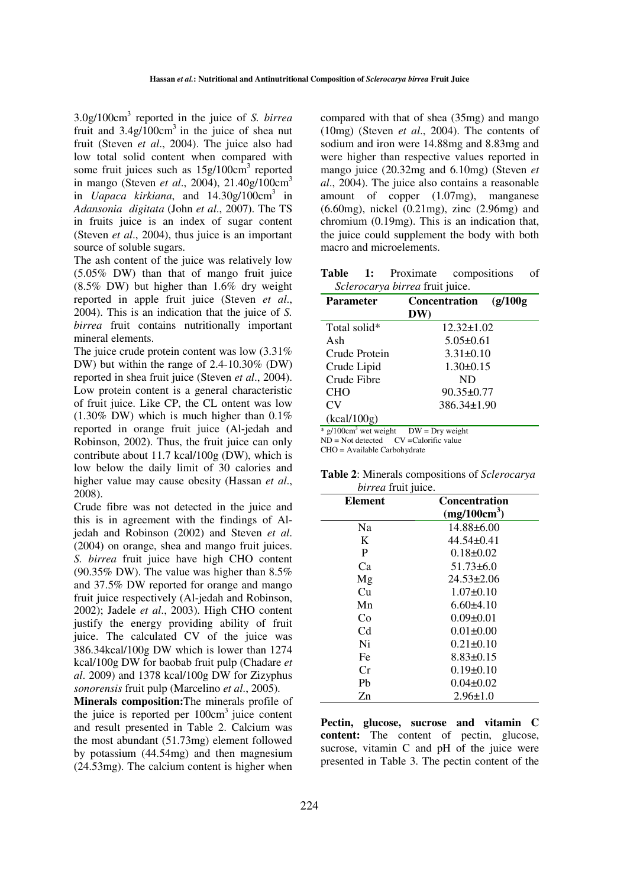3.0g/100cm$^3$ reported in the juice of *S. birrea* fruit and 3.4g/100cm$^3$ in the juice of shea nut fruit (Steven *et al*., 2004). The juice also had low total solid content when compared with some fruit juices such as 15g/100cm$^3$ reported in mango (Steven *et al*., 2004), 21.40g/100cm$^3$ in *Uapaca kirkiana*, and 14.30g/100cm$^3$ in *Adansonia digitata* (John *et al*., 2007). The TS in fruits juice is an index of sugar content (Steven *et al*., 2004), thus juice is an important source of soluble sugars.

The ash content of the juice was relatively low (5.05% DW) than that of mango fruit juice (8.5% DW) but higher than 1.6% dry weight reported in apple fruit juice (Steven *et al*., 2004). This is an indication that the juice of *S. birrea* fruit contains nutritionally important mineral elements.

The juice crude protein content was low (3.31% DW) but within the range of 2.4-10.30% (DW) reported in shea fruit juice (Steven *et al*., 2004). Low protein content is a general characteristic of fruit juice. Like CP, the CL ontent was low (1.30% DW) which is much higher than 0.1% reported in orange fruit juice (Al-jedah and Robinson, 2002). Thus, the fruit juice can only contribute about 11.7 kcal/100g (DW), which is low below the daily limit of 30 calories and higher value may cause obesity (Hassan *et al*., 2008).

Crude fibre was not detected in the juice and this is in agreement with the findings of Al-jedah and Robinson (2002) and Steven *et al*. (2004) on orange, shea and mango fruit juices. *S. birrea* fruit juice have high CHO content (90.35% DW). The value was higher than 8.5% and 37.5% DW reported for orange and mango fruit juice respectively (Al-jedah and Robinson, 2002); Jadele *et al*., 2003). High CHO content justify the energy providing ability of fruit juice. The calculated CV of the juice was 386.34kcal/100g DW which is lower than 1274 kcal/100g DW for baobab fruit pulp (Chadare *et al*. 2009) and 1378 kcal/100g DW for Zizyphus *sonorensis* fruit pulp (Marcelino *et al*., 2005).

**Minerals composition:**The minerals profile of the juice is reported per 100cm$^3$ juice content and result presented in Table 2. Calcium was the most abundant (51.73mg) element followed by potassium (44.54mg) and then magnesium (24.53mg). The calcium content is higher when compared with that of shea (35mg) and mango (10mg) (Steven *et al*., 2004). The contents of sodium and iron were 14.88mg and 8.83mg and were higher than respective values reported in mango juice (20.32mg and 6.10mg) (Steven *et al*., 2004). The juice also contains a reasonable amount of copper (1.07mg), manganese (6.60mg), nickel (0.21mg), zinc (2.96mg) and chromium (0.19mg). This is an indication that, the juice could supplement the body with both macro and microelements.

**Table 1:** Proximate compositions of *Sclerocarya birrea* fruit juice.

| Parameter | Concentration (g/100g DW) |
|---|---|
| Total solid* | 12.32±1.02 |
| Ash | 5.05±0.61 |
| Crude Protein | 3.31±0.10 |
| Crude Lipid | 1.30±0.15 |
| Crude Fibre | ND |
| CHO | 90.35±0.77 |
| CV (kcal/100g) | 386.34±1.90 |

\* g/100cm$^3$ wet weight DW = Dry weight
ND = Not detected CV =Calorific value
CHO = Available Carbohydrate

**Table 2**: Minerals compositions of *Sclerocarya birrea* fruit juice.

| Element | Concentration (mg/100cm$^3$) |
|---|---|
| Na | 14.88±6.00 |
| K | 44.54±0.41 |
| P | 0.18±0.02 |
| Ca | 51.73±6.0 |
| Mg | 24.53±2.06 |
| Cu | 1.07±0.10 |
| Mn | 6.60±4.10 |
| Co | 0.09±0.01 |
| Cd | 0.01±0.00 |
| Ni | 0.21±0.10 |
| Fe | 8.83±0.15 |
| Cr | 0.19±0.10 |
| Pb | 0.04±0.02 |
| Zn | 2.96±1.0 |

**Pectin, glucose, sucrose and vitamin C content:** The content of pectin, glucose, sucrose, vitamin C and pH of the juice were presented in Table 3. The pectin content of the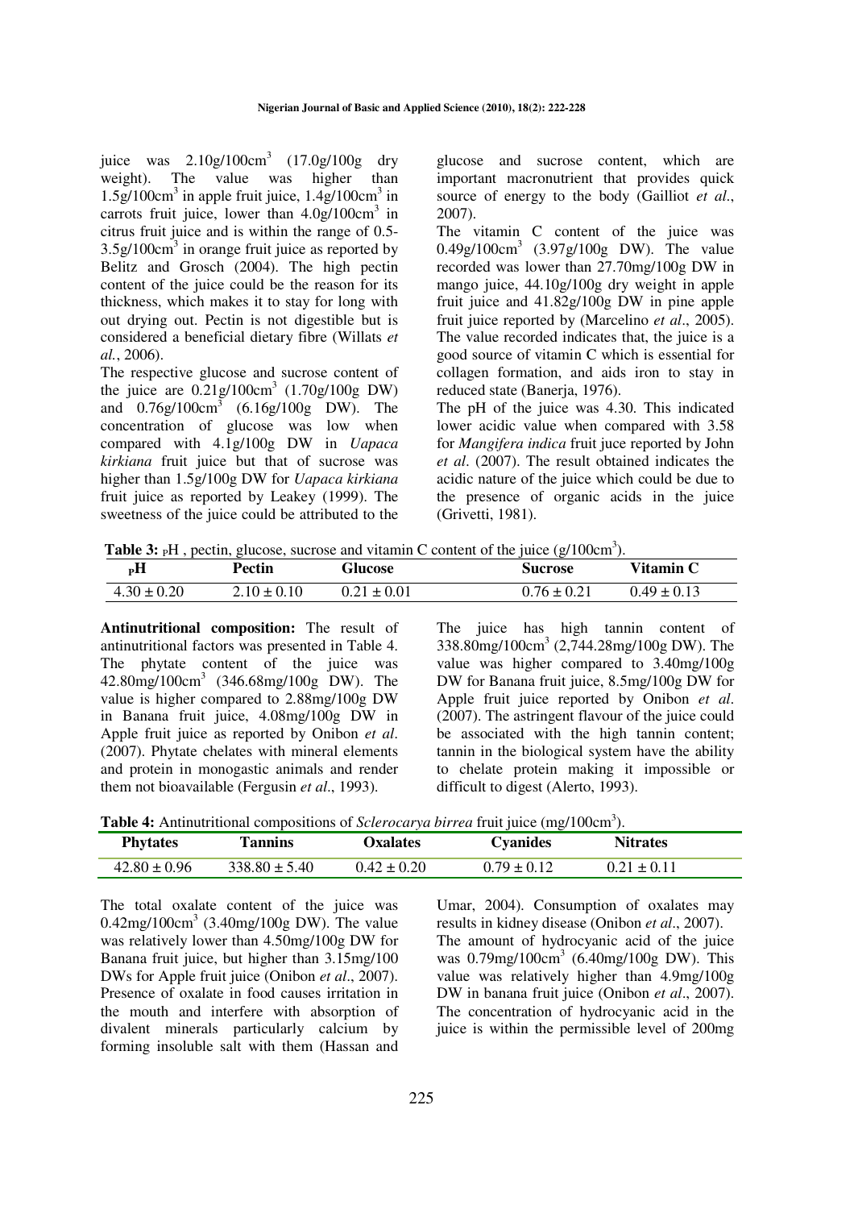juice was $2.10g/100cm^3$ (17.0g/100g dry weight). The value was higher than $1.5g/100cm^3$ in apple fruit juice, $1.4g/100cm^3$ in carrots fruit juice, lower than $4.0g/100cm^3$ in citrus fruit juice and is within the range of 0.5-$3.5g/100cm^3$ in orange fruit juice as reported by Belitz and Grosch (2004). The high pectin content of the juice could be the reason for its thickness, which makes it to stay for long with out drying out. Pectin is not digestible but is considered a beneficial dietary fibre (Willats *et al.*, 2006).

The respective glucose and sucrose content of the juice are $0.21g/100cm^3$ (1.70g/100g DW) and $0.76g/100cm^3$ (6.16g/100g DW). The concentration of glucose was low when compared with 4.1g/100g DW in *Uapaca kirkiana* fruit juice but that of sucrose was higher than 1.5g/100g DW for *Uapaca kirkiana* fruit juice as reported by Leakey (1999). The sweetness of the juice could be attributed to the glucose and sucrose content, which are important macronutrient that provides quick source of energy to the body (Gailliot *et al.*, 2007).

The vitamin C content of the juice was $0.49g/100cm^3$ (3.97g/100g DW). The value recorded was lower than 27.70mg/100g DW in mango juice, 44.10g/100g dry weight in apple fruit juice and 41.82g/100g DW in pine apple fruit juice reported by (Marcelino *et al*., 2005). The value recorded indicates that, the juice is a good source of vitamin C which is essential for collagen formation, and aids iron to stay in reduced state (Banerja, 1976).

The pH of the juice was 4.30. This indicated lower acidic value when compared with 3.58 for *Mangifera indica* fruit juce reported by John *et al*. (2007). The result obtained indicates the acidic nature of the juice which could be due to the presence of organic acids in the juice (Grivetti, 1981).

**Table 3:** pH , pectin, glucose, sucrose and vitamin C content of the juice ($g/100cm^3$).

| pH | Pectin | Glucose | Sucrose | Vitamin C |
|---|---|---|---|---|
| 4.30 ± 0.20 | 2.10 ± 0.10 | 0.21 ± 0.01 | 0.76 ± 0.21 | 0.49 ± 0.13 |

**Antinutritional composition:** The result of antinutritional factors was presented in Table 4. The phytate content of the juice was $42.80mg/100cm^3$ (346.68mg/100g DW). The value is higher compared to 2.88mg/100g DW in Banana fruit juice, 4.08mg/100g DW in Apple fruit juice as reported by Onibon *et al*. (2007). Phytate chelates with mineral elements and protein in monogastic animals and render them not bioavailable (Fergusin *et al*., 1993).

The juice has high tannin content of $338.80mg/100cm^3$ (2,744.28mg/100g DW). The value was higher compared to 3.40mg/100g DW for Banana fruit juice, 8.5mg/100g DW for Apple fruit juice reported by Onibon *et al*. (2007). The astringent flavour of the juice could be associated with the high tannin content; tannin in the biological system have the ability to chelate protein making it impossible or difficult to digest (Alerto, 1993).

**Table 4:** Antinutritional compositions of *Sclerocarya birrea* fruit juice ($mg/100cm^3$).

| Phytates | Tannins | Oxalates | Cyanides | Nitrates |
|---|---|---|---|---|
| 42.80 ± 0.96 | 338.80 ± 5.40 | 0.42 ± 0.20 | 0.79 ± 0.12 | 0.21 ± 0.11 |

The total oxalate content of the juice was $0.42mg/100cm^3$ (3.40mg/100g DW). The value was relatively lower than 4.50mg/100g DW for Banana fruit juice, but higher than 3.15mg/100 DWs for Apple fruit juice (Onibon *et al*., 2007). Presence of oxalate in food causes irritation in the mouth and interfere with absorption of divalent minerals particularly calcium by forming insoluble salt with them (Hassan and Umar, 2004). Consumption of oxalates may results in kidney disease (Onibon *et al*., 2007).

The amount of hydrocyanic acid of the juice was $0.79mg/100cm^3$ (6.40mg/100g DW). This value was relatively higher than 4.9mg/100g DW in banana fruit juice (Onibon *et al*., 2007). The concentration of hydrocyanic acid in the juice is within the permissible level of 200mg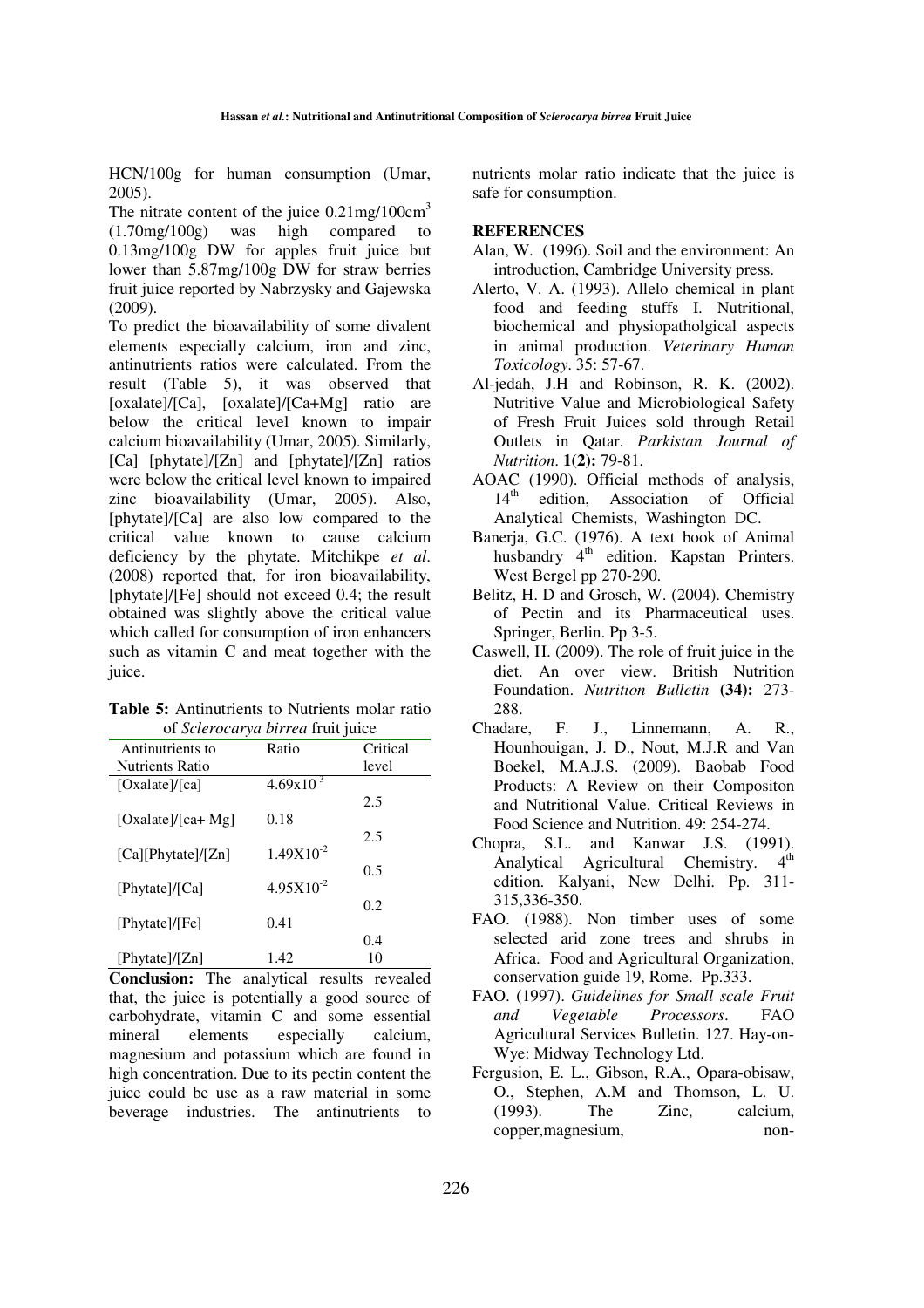HCN/100g for human consumption (Umar, 2005).

The nitrate content of the juice $0.21mg/100cm^3$ (1.70mg/100g) was high compared to 0.13mg/100g DW for apples fruit juice but lower than 5.87mg/100g DW for straw berries fruit juice reported by Nabrzysky and Gajewska (2009).

To predict the bioavailability of some divalent elements especially calcium, iron and zinc, antinutrients ratios were calculated. From the result (Table 5), it was observed that [oxalate]/[Ca], [oxalate]/[Ca+Mg] ratio are below the critical level known to impair calcium bioavailability (Umar, 2005). Similarly, [Ca] [phytate]/[Zn] and [phytate]/[Zn] ratios were below the critical level known to impaired zinc bioavailability (Umar, 2005). Also, [phytate]/[Ca] are also low compared to the critical value known to cause calcium deficiency by the phytate. Mitchikpe *et al*. (2008) reported that, for iron bioavailability, [phytate]/[Fe] should not exceed 0.4; the result obtained was slightly above the critical value which called for consumption of iron enhancers such as vitamin C and meat together with the juice.

**Table 5:** Antinutrients to Nutrients molar ratio of *Sclerocarya birrea* fruit juice

| Antinutrients to Nutrients Ratio | Ratio | Critical level |
|---|---|---|
| [Oxalate]/[ca] | $4.69x10^{-3}$ | 2.5 |
| [Oxalate]/[ca+ Mg] | 0.18 | 2.5 |
| [Ca][Phytate]/[Zn] | $1.49X10^{-2}$ | 0.5 |
| [Phytate]/[Ca] | $4.95X10^{-2}$ | 0.2 |
| [Phytate]/[Fe] | 0.41 | 0.4 |
| [Phytate]/[Zn] | 1.42 | 10 |

**Conclusion:** The analytical results revealed that, the juice is potentially a good source of carbohydrate, vitamin C and some essential mineral elements especially calcium, magnesium and potassium which are found in high concentration. Due to its pectin content the juice could be use as a raw material in some beverage industries. The antinutrients to nutrients molar ratio indicate that the juice is safe for consumption.

## REFERENCES

- Alan, W. (1996). Soil and the environment: An introduction, Cambridge University press.
- Alerto, V. A. (1993). Allelo chemical in plant food and feeding stuffs I. Nutritional, biochemical and physiopatholgical aspects in animal production. *Veterinary Human Toxicology*. 35: 57-67.
- Al-jedah, J.H and Robinson, R. K. (2002). Nutritive Value and Microbiological Safety of Fresh Fruit Juices sold through Retail Outlets in Qatar. *Parkistan Journal of Nutrition*. **1(2):** 79-81.
- AOAC (1990). Official methods of analysis, 14th edition, Association of Official Analytical Chemists, Washington DC.
- Banerja, G.C. (1976). A text book of Animal husbandry 4th edition. Kapstan Printers. West Bergel pp 270-290.
- Belitz, H. D and Grosch, W. (2004). Chemistry of Pectin and its Pharmaceutical uses. Springer, Berlin. Pp 3-5.
- Caswell, H. (2009). The role of fruit juice in the diet. An over view. British Nutrition Foundation. *Nutrition Bulletin* **(34):** 273-288.
- Chadare, F. J., Linnemann, A. R., Hounhouigan, J. D., Nout, M.J.R and Van Boekel, M.A.J.S. (2009). Baobab Food Products: A Review on their Compositon and Nutritional Value. Critical Reviews in Food Science and Nutrition. 49: 254-274.
- Chopra, S.L. and Kanwar J.S. (1991). Analytical Agricultural Chemistry. 4th edition. Kalyani, New Delhi. Pp. 311-315,336-350.
- FAO. (1988). Non timber uses of some selected arid zone trees and shrubs in Africa. Food and Agricultural Organization, conservation guide 19, Rome. Pp.333.
- FAO. (1997). *Guidelines for Small scale Fruit and Vegetable Processors*. FAO Agricultural Services Bulletin. 127. Hay-on-Wye: Midway Technology Ltd.
- Fergusion, E. L., Gibson, R.A., Opara-obisaw, O., Stephen, A.M and Thomson, L. U. (1993). The Zinc, calcium, copper,magnesium, non-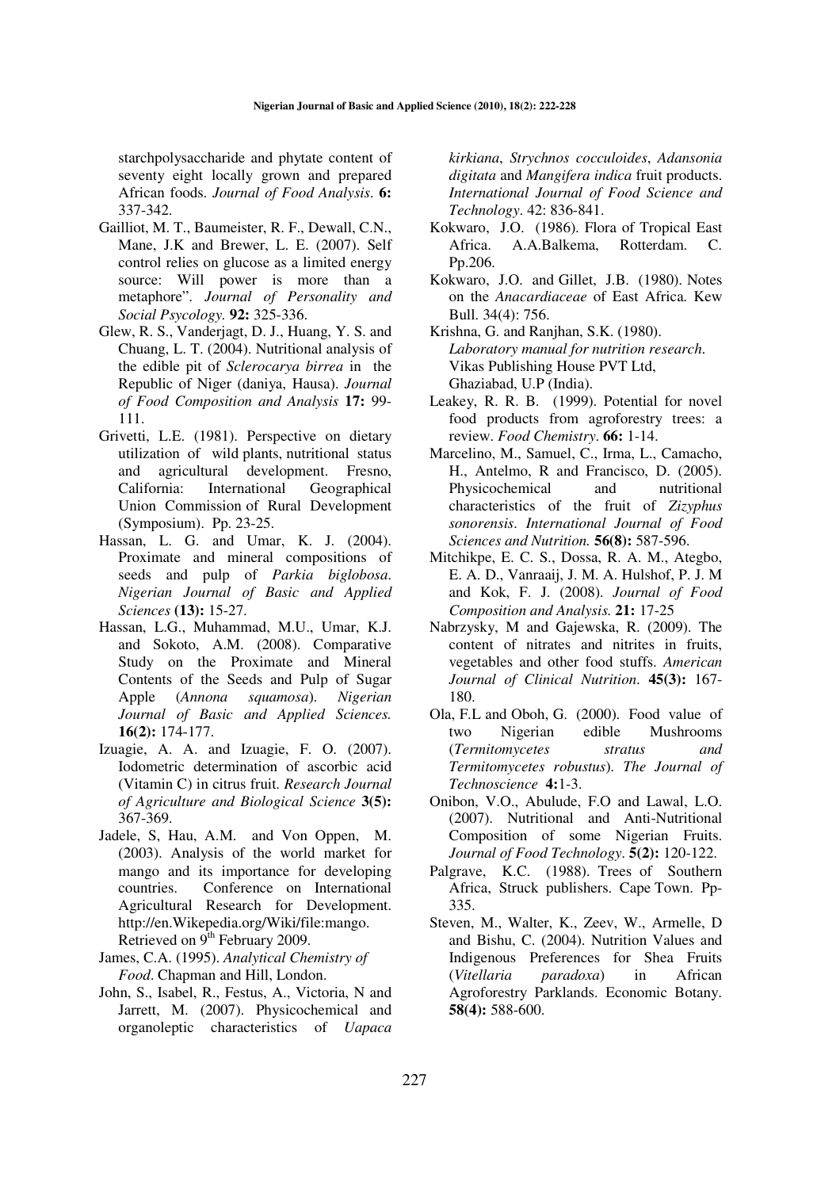starchpolysaccharide and phytate content of seventy eight locally grown and prepared African foods. *Journal of Food Analysis*. **6:** 337-342.

Gailliot, M. T., Baumeister, R. F., Dewall, C.N., Mane, J.K and Brewer, L. E. (2007). Self control relies on glucose as a limited energy source: Will power is more than a metaphore". *Journal of Personality and Social Psycology.* **92:** 325-336.

Glew, R. S., Vanderjagt, D. J., Huang, Y. S. and Chuang, L. T. (2004). Nutritional analysis of the edible pit of *Sclerocarya birrea* in the Republic of Niger (daniya, Hausa). *Journal of Food Composition and Analysis* **17:** 99-111.

Grivetti, L.E. (1981). Perspective on dietary utilization of wild plants, nutritional status and agricultural development. Fresno, California: International Geographical Union Commission of Rural Development (Symposium). Pp. 23-25.

Hassan, L. G. and Umar, K. J. (2004). Proximate and mineral compositions of seeds and pulp of *Parkia biglobosa*. *Nigerian Journal of Basic and Applied Sciences* **(13):** 15-27.

Hassan, L.G., Muhammad, M.U., Umar, K.J. and Sokoto, A.M. (2008). Comparative Study on the Proximate and Mineral Contents of the Seeds and Pulp of Sugar Apple (*Annona squamosa*). *Nigerian Journal of Basic and Applied Sciences.* **16(2):** 174-177.

Izuagie, A. A. and Izuagie, F. O. (2007). Iodometric determination of ascorbic acid (Vitamin C) in citrus fruit. *Research Journal of Agriculture and Biological Science* **3(5):** 367-369.

Jadele, S, Hau, A.M. and Von Oppen, M. (2003). Analysis of the world market for mango and its importance for developing countries. Conference on International Agricultural Research for Development. http://en.Wikepedia.org/Wiki/file:mango. Retrieved on 9th February 2009.

James, C.A. (1995). *Analytical Chemistry of Food*. Chapman and Hill, London.

John, S., Isabel, R., Festus, A., Victoria, N and Jarrett, M. (2007). Physicochemical and organoleptic characteristics of *Uapaca kirkiana*, *Strychnos cocculoides*, *Adansonia digitata* and *Mangifera indica* fruit products. *International Journal of Food Science and Technology*. 42: 836-841.

Kokwaro, J.O. (1986). Flora of Tropical East Africa. A.A.Balkema, Rotterdam. C. Pp.206.

Kokwaro, J.O. and Gillet, J.B. (1980). Notes on the *Anacardiaceae* of East Africa. Kew Bull. 34(4): 756.

Krishna, G. and Ranjhan, S.K. (1980). *Laboratory manual for nutrition research*. Vikas Publishing House PVT Ltd, Ghaziabad, U.P (India).

Leakey, R. R. B. (1999). Potential for novel food products from agroforestry trees: a review. *Food Chemistry*. **66:** 1-14.

Marcelino, M., Samuel, C., Irma, L., Camacho, H., Antelmo, R and Francisco, D. (2005). Physicochemical and nutritional characteristics of the fruit of *Zizyphus sonorensis*. *International Journal of Food Sciences and Nutrition.* **56(8):** 587-596.

Mitchikpe, E. C. S., Dossa, R. A. M., Ategbo, E. A. D., Vanraaij, J. M. A. Hulshof, P. J. M and Kok, F. J. (2008). *Journal of Food Composition and Analysis.* **21:** 17-25

Nabrzysky, M and Gajewska, R. (2009). The content of nitrates and nitrites in fruits, vegetables and other food stuffs. *American Journal of Clinical Nutrition*. **45(3):** 167-180.

Ola, F.L and Oboh, G. (2000). Food value of two Nigerian edible Mushrooms (*Termitomycetes stratus and Termitomycetes robustus*). *The Journal of Technoscience* **4:**1-3.

Onibon, V.O., Abulude, F.O and Lawal, L.O. (2007). Nutritional and Anti-Nutritional Composition of some Nigerian Fruits. *Journal of Food Technology*. **5(2):** 120-122.

Palgrave, K.C. (1988). Trees of Southern Africa, Struck publishers. Cape Town. Pp-335.

Steven, M., Walter, K., Zeev, W., Armelle, D and Bishu, C. (2004). Nutrition Values and Indigenous Preferences for Shea Fruits (*Vitellaria paradoxa*) in African Agroforestry Parklands. Economic Botany. **58(4):** 588-600.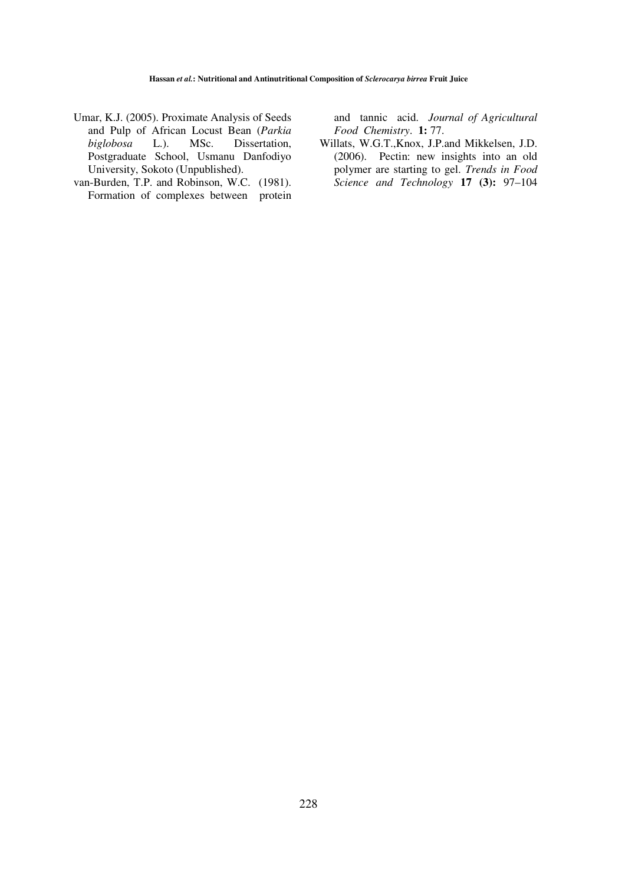Umar, K.J. (2005). Proximate Analysis of Seeds and Pulp of African Locust Bean (*Parkia biglobosa* L.). MSc. Dissertation, Postgraduate School, Usmanu Danfodiyo University, Sokoto (Unpublished).

van-Burden, T.P. and Robinson, W.C. (1981). Formation of complexes between protein and tannic acid. *Journal of Agricultural Food Chemistry*. **1:** 77.

Willats, W.G.T.,Knox, J.P.and Mikkelsen, J.D. (2006). Pectin: new insights into an old polymer are starting to gel. *Trends in Food Science and Technology* **17 (3):** 97–104